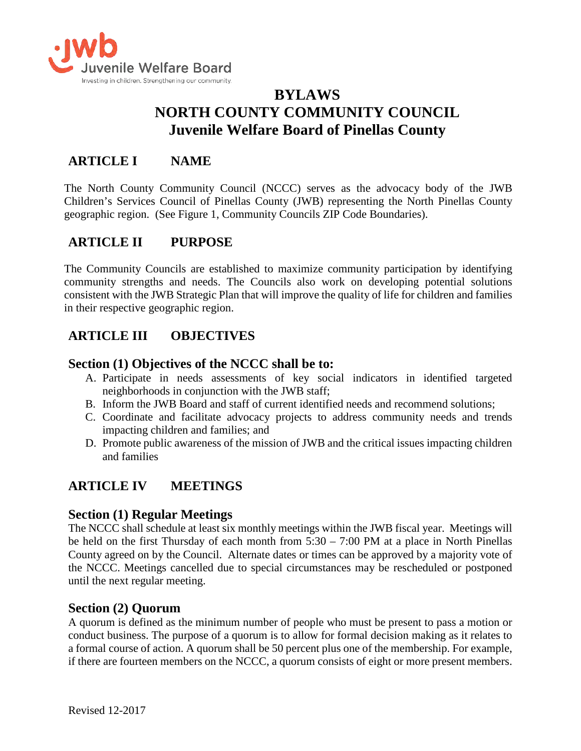# BYLAWS
# NORTH COUNTY COMMUNITY COUNCIL
# Juvenile Welfare Board of Pinellas County

## ARTICLE I NAME

The North County Community Council (NCCC) serves as the advocacy body of the JWB Children's Services Council of Pinellas County (JWB) representing the North Pinellas County geographic region. (See Figure 1, Community Councils ZIP Code Boundaries).

## ARTICLE II PURPOSE

The Community Councils are established to maximize community participation by identifying community strengths and needs. The Councils also work on developing potential solutions consistent with the JWB Strategic Plan that will improve the quality of life for children and families in their respective geographic region.

## ARTICLE III OBJECTIVES

### Section (1) Objectives of the NCCC shall be to:

A. Participate in needs assessments of key social indicators in identified targeted neighborhoods in conjunction with the JWB staff;
B. Inform the JWB Board and staff of current identified needs and recommend solutions;
C. Coordinate and facilitate advocacy projects to address community needs and trends impacting children and families; and
D. Promote public awareness of the mission of JWB and the critical issues impacting children and families

## ARTICLE IV MEETINGS

### Section (1) Regular Meetings

The NCCC shall schedule at least six monthly meetings within the JWB fiscal year. Meetings will be held on the first Thursday of each month from 5:30 – 7:00 PM at a place in North Pinellas County agreed on by the Council. Alternate dates or times can be approved by a majority vote of the NCCC. Meetings cancelled due to special circumstances may be rescheduled or postponed until the next regular meeting.

### Section (2) Quorum

A quorum is defined as the minimum number of people who must be present to pass a motion or conduct business. The purpose of a quorum is to allow for formal decision making as it relates to a formal course of action. A quorum shall be 50 percent plus one of the membership. For example, if there are fourteen members on the NCCC, a quorum consists of eight or more present members.

Revised 12-2017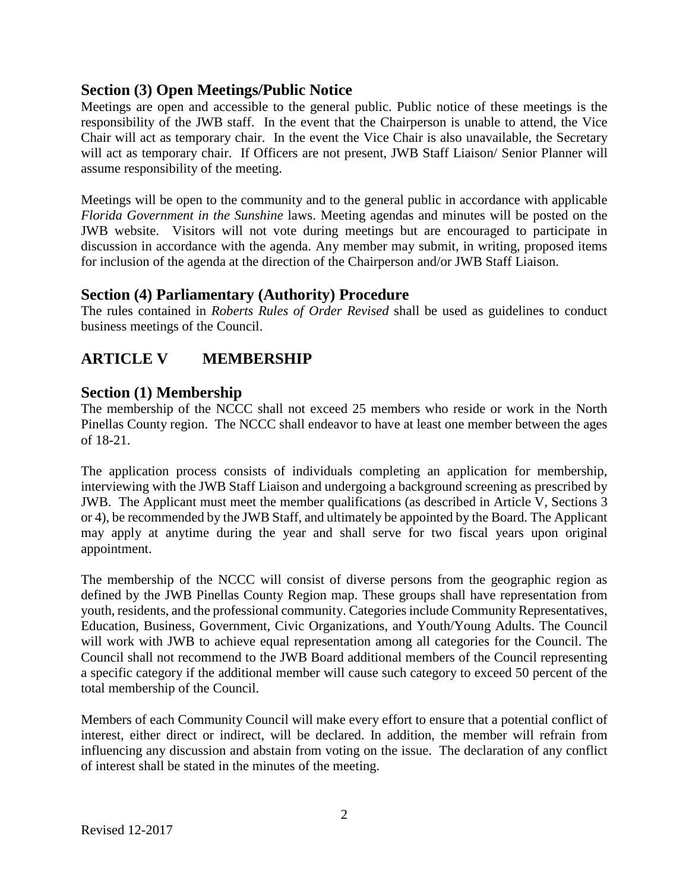## Section (3) Open Meetings/Public Notice

Meetings are open and accessible to the general public. Public notice of these meetings is the responsibility of the JWB staff. In the event that the Chairperson is unable to attend, the Vice Chair will act as temporary chair. In the event the Vice Chair is also unavailable, the Secretary will act as temporary chair. If Officers are not present, JWB Staff Liaison/ Senior Planner will assume responsibility of the meeting.

Meetings will be open to the community and to the general public in accordance with applicable *Florida Government in the Sunshine* laws. Meeting agendas and minutes will be posted on the JWB website. Visitors will not vote during meetings but are encouraged to participate in discussion in accordance with the agenda. Any member may submit, in writing, proposed items for inclusion of the agenda at the direction of the Chairperson and/or JWB Staff Liaison.

## Section (4) Parliamentary (Authority) Procedure

The rules contained in *Roberts Rules of Order Revised* shall be used as guidelines to conduct business meetings of the Council.

# ARTICLE V MEMBERSHIP

## Section (1) Membership

The membership of the NCCC shall not exceed 25 members who reside or work in the North Pinellas County region. The NCCC shall endeavor to have at least one member between the ages of 18-21.

The application process consists of individuals completing an application for membership, interviewing with the JWB Staff Liaison and undergoing a background screening as prescribed by JWB. The Applicant must meet the member qualifications (as described in Article V, Sections 3 or 4), be recommended by the JWB Staff, and ultimately be appointed by the Board. The Applicant may apply at anytime during the year and shall serve for two fiscal years upon original appointment.

The membership of the NCCC will consist of diverse persons from the geographic region as defined by the JWB Pinellas County Region map. These groups shall have representation from youth, residents, and the professional community. Categories include Community Representatives, Education, Business, Government, Civic Organizations, and Youth/Young Adults. The Council will work with JWB to achieve equal representation among all categories for the Council. The Council shall not recommend to the JWB Board additional members of the Council representing a specific category if the additional member will cause such category to exceed 50 percent of the total membership of the Council.

Members of each Community Council will make every effort to ensure that a potential conflict of interest, either direct or indirect, will be declared. In addition, the member will refrain from influencing any discussion and abstain from voting on the issue. The declaration of any conflict of interest shall be stated in the minutes of the meeting.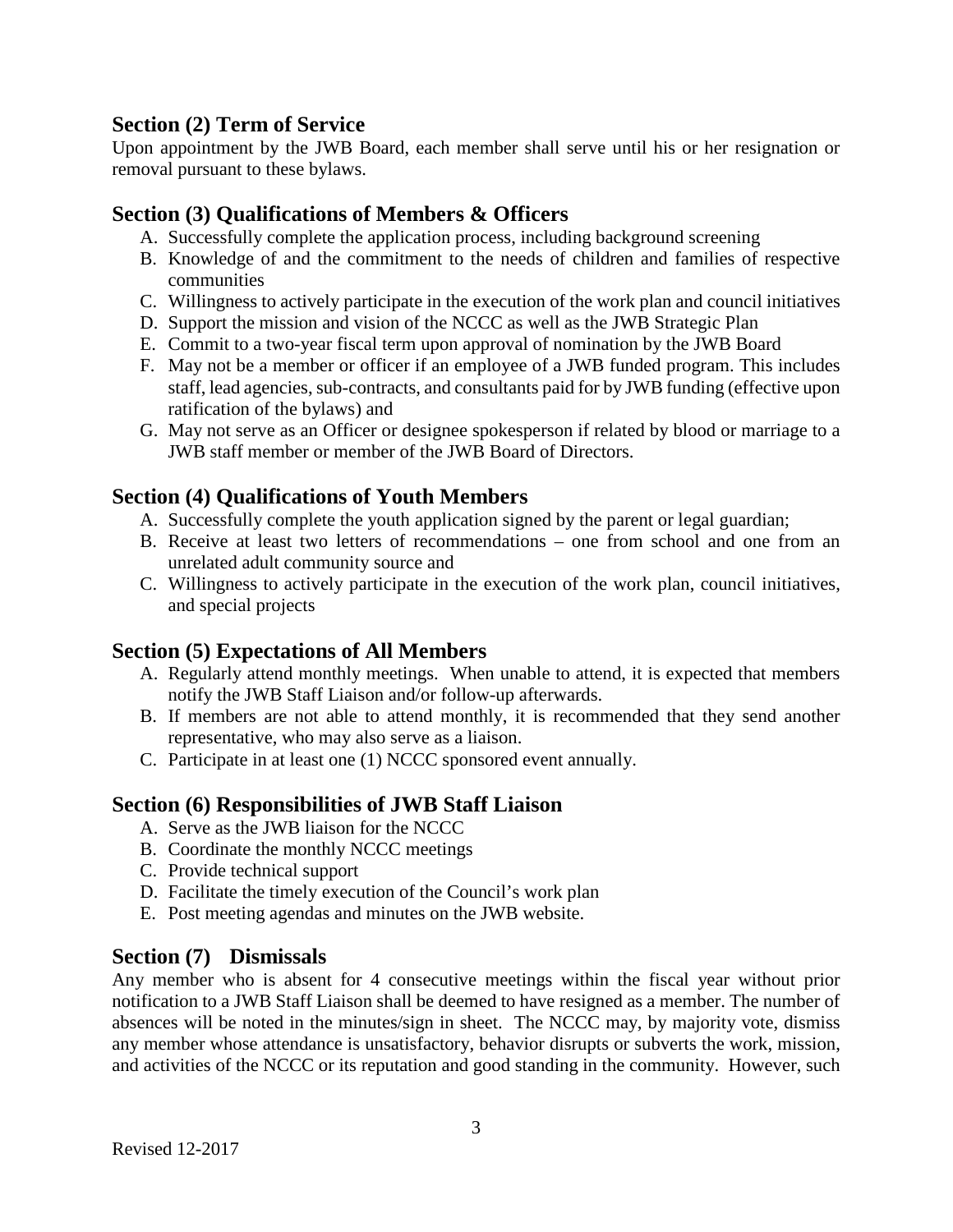## Section (2) Term of Service

Upon appointment by the JWB Board, each member shall serve until his or her resignation or removal pursuant to these bylaws.

## Section (3) Qualifications of Members & Officers

A. Successfully complete the application process, including background screening
B. Knowledge of and the commitment to the needs of children and families of respective communities
C. Willingness to actively participate in the execution of the work plan and council initiatives
D. Support the mission and vision of the NCCC as well as the JWB Strategic Plan
E. Commit to a two-year fiscal term upon approval of nomination by the JWB Board
F. May not be a member or officer if an employee of a JWB funded program. This includes staff, lead agencies, sub-contracts, and consultants paid for by JWB funding (effective upon ratification of the bylaws) and
G. May not serve as an Officer or designee spokesperson if related by blood or marriage to a JWB staff member or member of the JWB Board of Directors.

## Section (4) Qualifications of Youth Members

A. Successfully complete the youth application signed by the parent or legal guardian;
B. Receive at least two letters of recommendations – one from school and one from an unrelated adult community source and
C. Willingness to actively participate in the execution of the work plan, council initiatives, and special projects

## Section (5) Expectations of All Members

A. Regularly attend monthly meetings. When unable to attend, it is expected that members notify the JWB Staff Liaison and/or follow-up afterwards.
B. If members are not able to attend monthly, it is recommended that they send another representative, who may also serve as a liaison.
C. Participate in at least one (1) NCCC sponsored event annually.

## Section (6) Responsibilities of JWB Staff Liaison

A. Serve as the JWB liaison for the NCCC
B. Coordinate the monthly NCCC meetings
C. Provide technical support
D. Facilitate the timely execution of the Council's work plan
E. Post meeting agendas and minutes on the JWB website.

## Section (7) Dismissals

Any member who is absent for 4 consecutive meetings within the fiscal year without prior notification to a JWB Staff Liaison shall be deemed to have resigned as a member. The number of absences will be noted in the minutes/sign in sheet. The NCCC may, by majority vote, dismiss any member whose attendance is unsatisfactory, behavior disrupts or subverts the work, mission, and activities of the NCCC or its reputation and good standing in the community. However, such

Revised 12-2017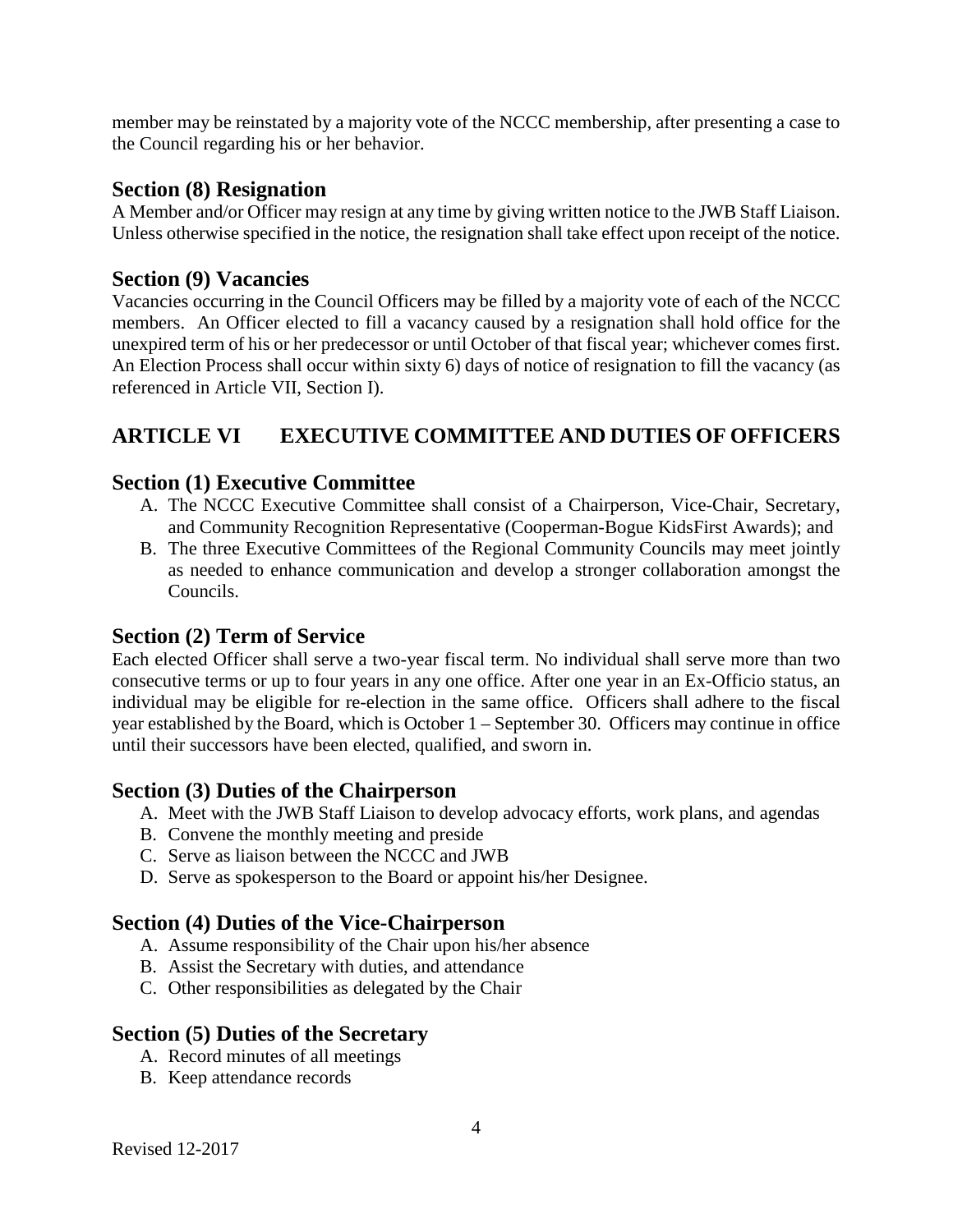member may be reinstated by a majority vote of the NCCC membership, after presenting a case to the Council regarding his or her behavior.

### Section (8) Resignation

A Member and/or Officer may resign at any time by giving written notice to the JWB Staff Liaison. Unless otherwise specified in the notice, the resignation shall take effect upon receipt of the notice.

### Section (9) Vacancies

Vacancies occurring in the Council Officers may be filled by a majority vote of each of the NCCC members. An Officer elected to fill a vacancy caused by a resignation shall hold office for the unexpired term of his or her predecessor or until October of that fiscal year; whichever comes first. An Election Process shall occur within sixty 6) days of notice of resignation to fill the vacancy (as referenced in Article VII, Section I).

## ARTICLE VI EXECUTIVE COMMITTEE AND DUTIES OF OFFICERS

### Section (1) Executive Committee

A. The NCCC Executive Committee shall consist of a Chairperson, Vice-Chair, Secretary, and Community Recognition Representative (Cooperman-Bogue KidsFirst Awards); and
B. The three Executive Committees of the Regional Community Councils may meet jointly as needed to enhance communication and develop a stronger collaboration amongst the Councils.

### Section (2) Term of Service

Each elected Officer shall serve a two-year fiscal term. No individual shall serve more than two consecutive terms or up to four years in any one office. After one year in an Ex-Officio status, an individual may be eligible for re-election in the same office. Officers shall adhere to the fiscal year established by the Board, which is October 1 – September 30. Officers may continue in office until their successors have been elected, qualified, and sworn in.

### Section (3) Duties of the Chairperson

A. Meet with the JWB Staff Liaison to develop advocacy efforts, work plans, and agendas
B. Convene the monthly meeting and preside
C. Serve as liaison between the NCCC and JWB
D. Serve as spokesperson to the Board or appoint his/her Designee.

### Section (4) Duties of the Vice-Chairperson

A. Assume responsibility of the Chair upon his/her absence
B. Assist the Secretary with duties, and attendance
C. Other responsibilities as delegated by the Chair

### Section (5) Duties of the Secretary

A. Record minutes of all meetings
B. Keep attendance records

Revised 12-2017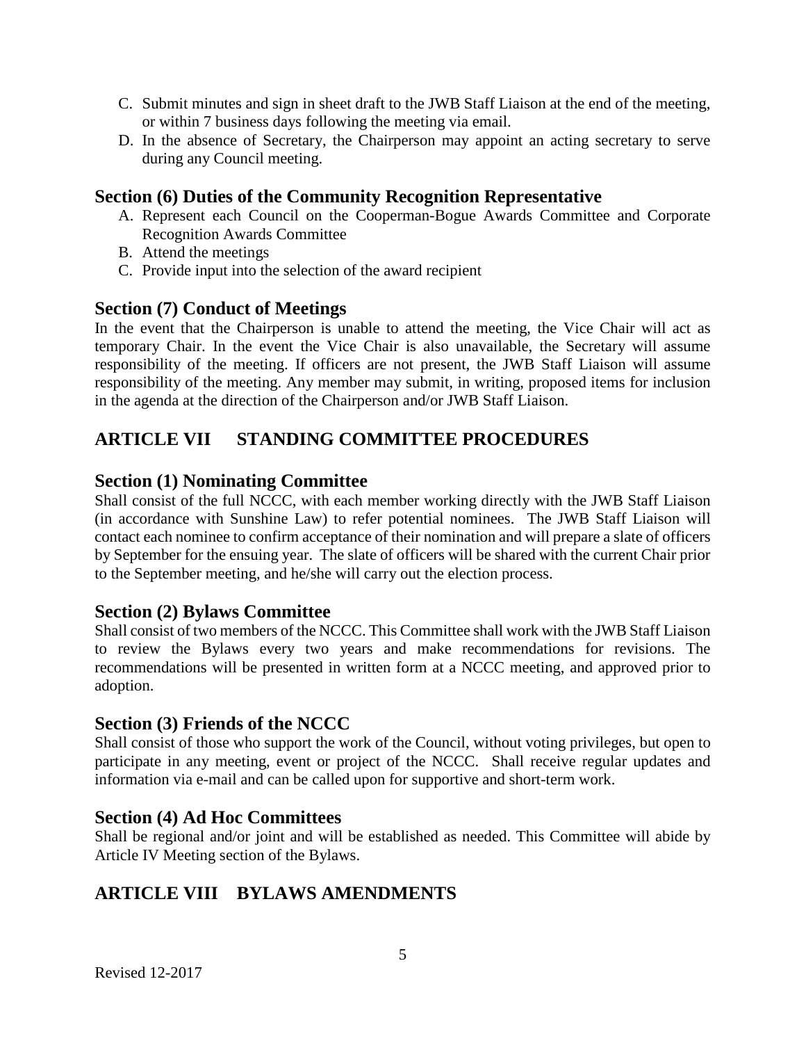C. Submit minutes and sign in sheet draft to the JWB Staff Liaison at the end of the meeting, or within 7 business days following the meeting via email.
D. In the absence of Secretary, the Chairperson may appoint an acting secretary to serve during any Council meeting.

### Section (6) Duties of the Community Recognition Representative

A. Represent each Council on the Cooperman-Bogue Awards Committee and Corporate Recognition Awards Committee
B. Attend the meetings
C. Provide input into the selection of the award recipient

### Section (7) Conduct of Meetings

In the event that the Chairperson is unable to attend the meeting, the Vice Chair will act as temporary Chair. In the event the Vice Chair is also unavailable, the Secretary will assume responsibility of the meeting. If officers are not present, the JWB Staff Liaison will assume responsibility of the meeting. Any member may submit, in writing, proposed items for inclusion in the agenda at the direction of the Chairperson and/or JWB Staff Liaison.

## ARTICLE VII STANDING COMMITTEE PROCEDURES

### Section (1) Nominating Committee

Shall consist of the full NCCC, with each member working directly with the JWB Staff Liaison (in accordance with Sunshine Law) to refer potential nominees. The JWB Staff Liaison will contact each nominee to confirm acceptance of their nomination and will prepare a slate of officers by September for the ensuing year. The slate of officers will be shared with the current Chair prior to the September meeting, and he/she will carry out the election process.

### Section (2) Bylaws Committee

Shall consist of two members of the NCCC. This Committee shall work with the JWB Staff Liaison to review the Bylaws every two years and make recommendations for revisions. The recommendations will be presented in written form at a NCCC meeting, and approved prior to adoption.

### Section (3) Friends of the NCCC

Shall consist of those who support the work of the Council, without voting privileges, but open to participate in any meeting, event or project of the NCCC. Shall receive regular updates and information via e-mail and can be called upon for supportive and short-term work.

### Section (4) Ad Hoc Committees

Shall be regional and/or joint and will be established as needed. This Committee will abide by Article IV Meeting section of the Bylaws.

## ARTICLE VIII BYLAWS AMENDMENTS

Revised 12-2017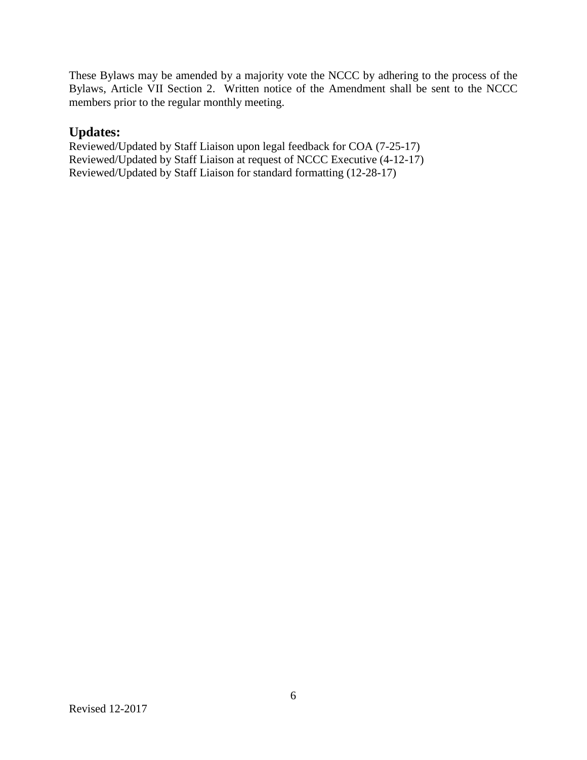These Bylaws may be amended by a majority vote the NCCC by adhering to the process of the Bylaws, Article VII Section 2. Written notice of the Amendment shall be sent to the NCCC members prior to the regular monthly meeting.

## Updates:

Reviewed/Updated by Staff Liaison upon legal feedback for COA (7-25-17)
Reviewed/Updated by Staff Liaison at request of NCCC Executive (4-12-17)
Reviewed/Updated by Staff Liaison for standard formatting (12-28-17)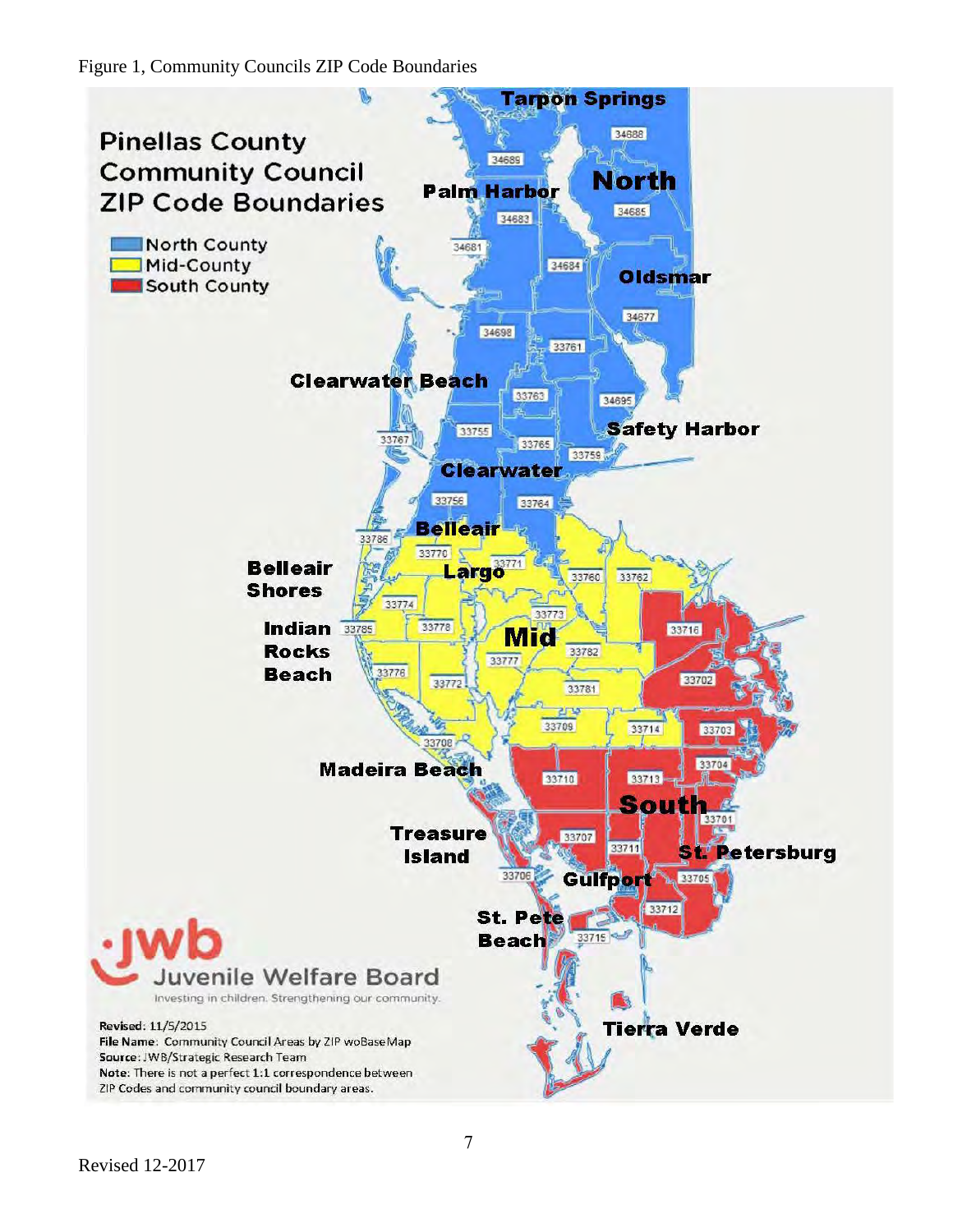Figure 1, Community Councils ZIP Code Boundaries

Pinellas County Community Council ZIP Code Boundaries

North County
Mid-County
South County

Tarpon Springs
34688
34689
Palm Harbor
North
34685
34683
34681
34684
Oldsmar
34677
34698
33761
Clearwater Beach
33763
34695
33755
Safety Harbor
33767
33765
33759
Clearwater
33756
33764
Belleair
33786
33770
Belleair Shores
Largo
33771
33760
33762
33774
33773
Indian Rocks Beach
33785
33778
Mid
33716
33777
33782
33776
33702
33772
33781
33709
33714
33703
33708
33704
Madeira Beach
33710
33713
South
33701
Treasure Island
33707
33711
St. Petersburg
33706
Gulfport
33705
33712
St. Pete Beach
33715
Tierra Verde

Juvenile Welfare Board
Investing in children. Strengthening our community.

Revised: 11/5/2015
File Name: Community Council Areas by ZIP woBaseMap
Source: JWB/Strategic Research Team
Note: There is not a perfect 1:1 correspondence between ZIP Codes and community council boundary areas.

Revised 12-2017